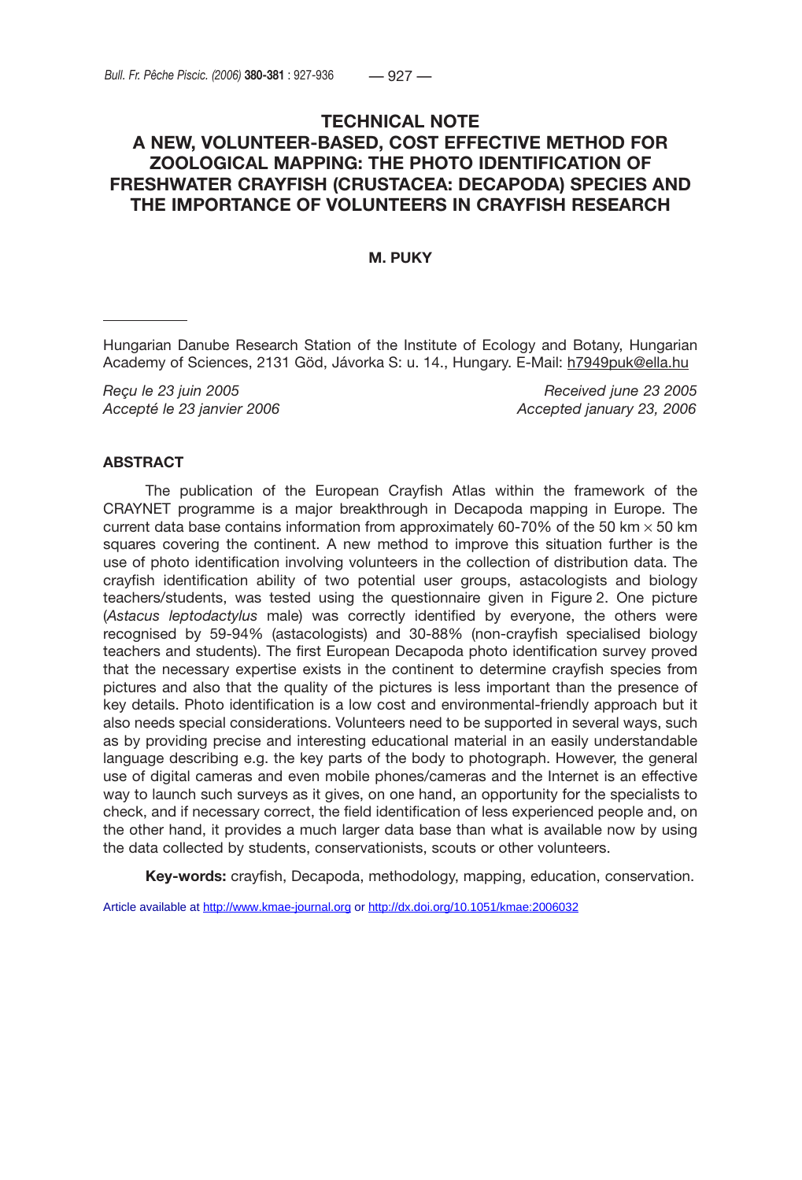# TECHNICAL NOTE
# A NEW, VOLUNTEER-BASED, COST EFFECTIVE METHOD FOR ZOOLOGICAL MAPPING: THE PHOTO IDENTIFICATION OF FRESHWATER CRAYFISH (CRUSTACEA: DECAPODA) SPECIES AND THE IMPORTANCE OF VOLUNTEERS IN CRAYFISH RESEARCH

**M. PUKY**

---

Hungarian Danube Research Station of the Institute of Ecology and Botany, Hungarian Academy of Sciences, 2131 Göd, Jávorka S: u. 14., Hungary. E-Mail: h7949puk@ella.hu

*Reçu le 23 juin 2005* — *Received june 23 2005*
*Accepté le 23 janvier 2006* — *Accepted january 23, 2006*

## ABSTRACT

The publication of the European Crayfish Atlas within the framework of the CRAYNET programme is a major breakthrough in Decapoda mapping in Europe. The current data base contains information from approximately 60-70% of the 50 km $\times$ 50 km squares covering the continent. A new method to improve this situation further is the use of photo identification involving volunteers in the collection of distribution data. The crayfish identification ability of two potential user groups, astacologists and biology teachers/students, was tested using the questionnaire given in Figure 2. One picture (*Astacus leptodactylus* male) was correctly identified by everyone, the others were recognised by 59-94% (astacologists) and 30-88% (non-crayfish specialised biology teachers and students). The first European Decapoda photo identification survey proved that the necessary expertise exists in the continent to determine crayfish species from pictures and also that the quality of the pictures is less important than the presence of key details. Photo identification is a low cost and environmental-friendly approach but it also needs special considerations. Volunteers need to be supported in several ways, such as by providing precise and interesting educational material in an easily understandable language describing e.g. the key parts of the body to photograph. However, the general use of digital cameras and even mobile phones/cameras and the Internet is an effective way to launch such surveys as it gives, on one hand, an opportunity for the specialists to check, and if necessary correct, the field identification of less experienced people and, on the other hand, it provides a much larger data base than what is available now by using the data collected by students, conservationists, scouts or other volunteers.

**Key-words:** crayfish, Decapoda, methodology, mapping, education, conservation.

Article available at http://www.kmae-journal.org or http://dx.doi.org/10.1051/kmae:2006032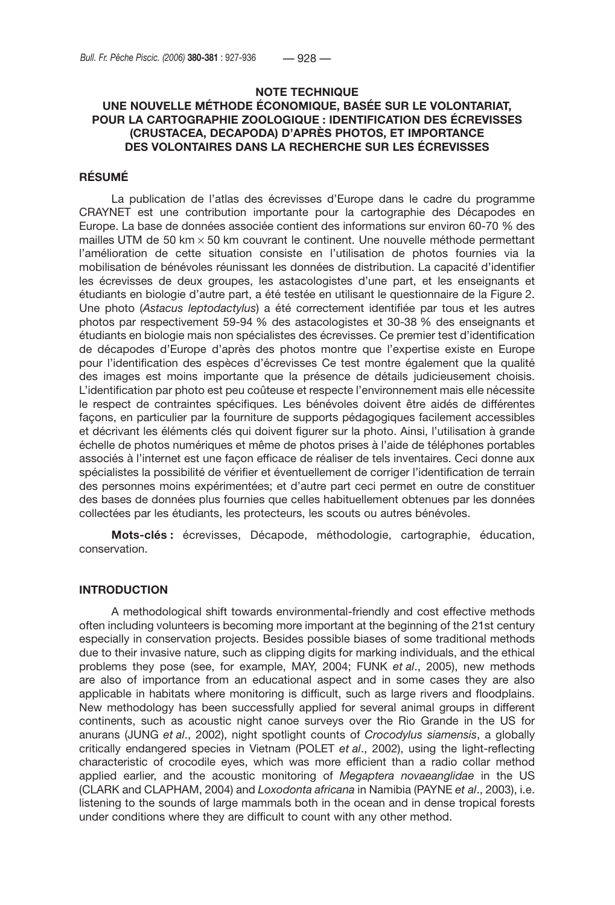## NOTE TECHNIQUE
## UNE NOUVELLE MÉTHODE ÉCONOMIQUE, BASÉE SUR LE VOLONTARIAT, POUR LA CARTOGRAPHIE ZOOLOGIQUE : IDENTIFICATION DES ÉCREVISSES (CRUSTACEA, DECAPODA) D'APRÈS PHOTOS, ET IMPORTANCE DES VOLONTAIRES DANS LA RECHERCHE SUR LES ÉCREVISSES

## RÉSUMÉ

La publication de l'atlas des écrevisses d'Europe dans le cadre du programme CRAYNET est une contribution importante pour la cartographie des Décapodes en Europe. La base de données associée contient des informations sur environ 60-70 % des mailles UTM de 50 km $\times$ 50 km couvrant le continent. Une nouvelle méthode permettant l'amélioration de cette situation consiste en l'utilisation de photos fournies via la mobilisation de bénévoles réunissant les données de distribution. La capacité d'identifier les écrevisses de deux groupes, les astacologistes d'une part, et les enseignants et étudiants en biologie d'autre part, a été testée en utilisant le questionnaire de la Figure 2. Une photo (*Astacus leptodactylus*) a été correctement identifiée par tous et les autres photos par respectivement 59-94 % des astacologistes et 30-38 % des enseignants et étudiants en biologie mais non spécialistes des écrevisses. Ce premier test d'identification de décapodes d'Europe d'après des photos montre que l'expertise existe en Europe pour l'identification des espèces d'écrevisses Ce test montre également que la qualité des images est moins importante que la présence de détails judicieusement choisis. L'identification par photo est peu coûteuse et respecte l'environnement mais elle nécessite le respect de contraintes spécifiques. Les bénévoles doivent être aidés de différentes façons, en particulier par la fourniture de supports pédagogiques facilement accessibles et décrivant les éléments clés qui doivent figurer sur la photo. Ainsi, l'utilisation à grande échelle de photos numériques et même de photos prises à l'aide de téléphones portables associés à l'internet est une façon efficace de réaliser de tels inventaires. Ceci donne aux spécialistes la possibilité de vérifier et éventuellement de corriger l'identification de terrain des personnes moins expérimentées; et d'autre part ceci permet en outre de constituer des bases de données plus fournies que celles habituellement obtenues par les données collectées par les étudiants, les protecteurs, les scouts ou autres bénévoles.

**Mots-clés :** écrevisses, Décapode, méthodologie, cartographie, éducation, conservation.

## INTRODUCTION

A methodological shift towards environmental-friendly and cost effective methods often including volunteers is becoming more important at the beginning of the 21st century especially in conservation projects. Besides possible biases of some traditional methods due to their invasive nature, such as clipping digits for marking individuals, and the ethical problems they pose (see, for example, MAY, 2004; FUNK *et al*., 2005), new methods are also of importance from an educational aspect and in some cases they are also applicable in habitats where monitoring is difficult, such as large rivers and floodplains. New methodology has been successfully applied for several animal groups in different continents, such as acoustic night canoe surveys over the Rio Grande in the US for anurans (JUNG *et al*., 2002), night spotlight counts of *Crocodylus siamensis*, a globally critically endangered species in Vietnam (POLET *et al*., 2002), using the light-reflecting characteristic of crocodile eyes, which was more efficient than a radio collar method applied earlier, and the acoustic monitoring of *Megaptera novaeanglidae* in the US (CLARK and CLAPHAM, 2004) and *Loxodonta africana* in Namibia (PAYNE *et al*., 2003), i.e. listening to the sounds of large mammals both in the ocean and in dense tropical forests under conditions where they are difficult to count with any other method.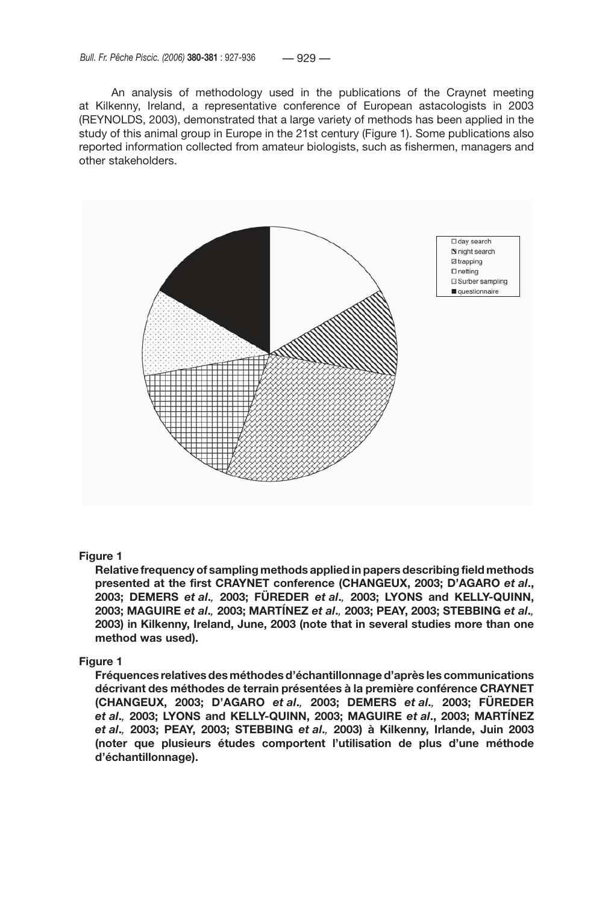An analysis of methodology used in the publications of the Craynet meeting at Kilkenny, Ireland, a representative conference of European astacologists in 2003 (REYNOLDS, 2003), demonstrated that a large variety of methods has been applied in the study of this animal group in Europe in the 21st century (Figure 1). Some publications also reported information collected from amateur biologists, such as fishermen, managers and other stakeholders.

**Figure 1**

**Relative frequency of sampling methods applied in papers describing field methods presented at the first CRAYNET conference (CHANGEUX, 2003; D'AGARO *et al*., 2003; DEMERS *et al*., 2003; FÜREDER *et al*., 2003; LYONS and KELLY-QUINN, 2003; MAGUIRE *et al*., 2003; MARTÍNEZ *et al*., 2003; PEAY, 2003; STEBBING *et al*., 2003) in Kilkenny, Ireland, June, 2003 (note that in several studies more than one method was used).**

**Figure 1**

**Fréquences relatives des méthodes d'échantillonnage d'après les communications décrivant des méthodes de terrain présentées à la première conférence CRAYNET (CHANGEUX, 2003; D'AGARO *et al*., 2003; DEMERS *et al*., 2003; FÜREDER *et al*., 2003; LYONS and KELLY-QUINN, 2003; MAGUIRE *et al*., 2003; MARTÍNEZ *et al*., 2003; PEAY, 2003; STEBBING *et al*., 2003) à Kilkenny, Irlande, Juin 2003 (noter que plusieurs études comportent l'utilisation de plus d'une méthode d'échantillonnage).**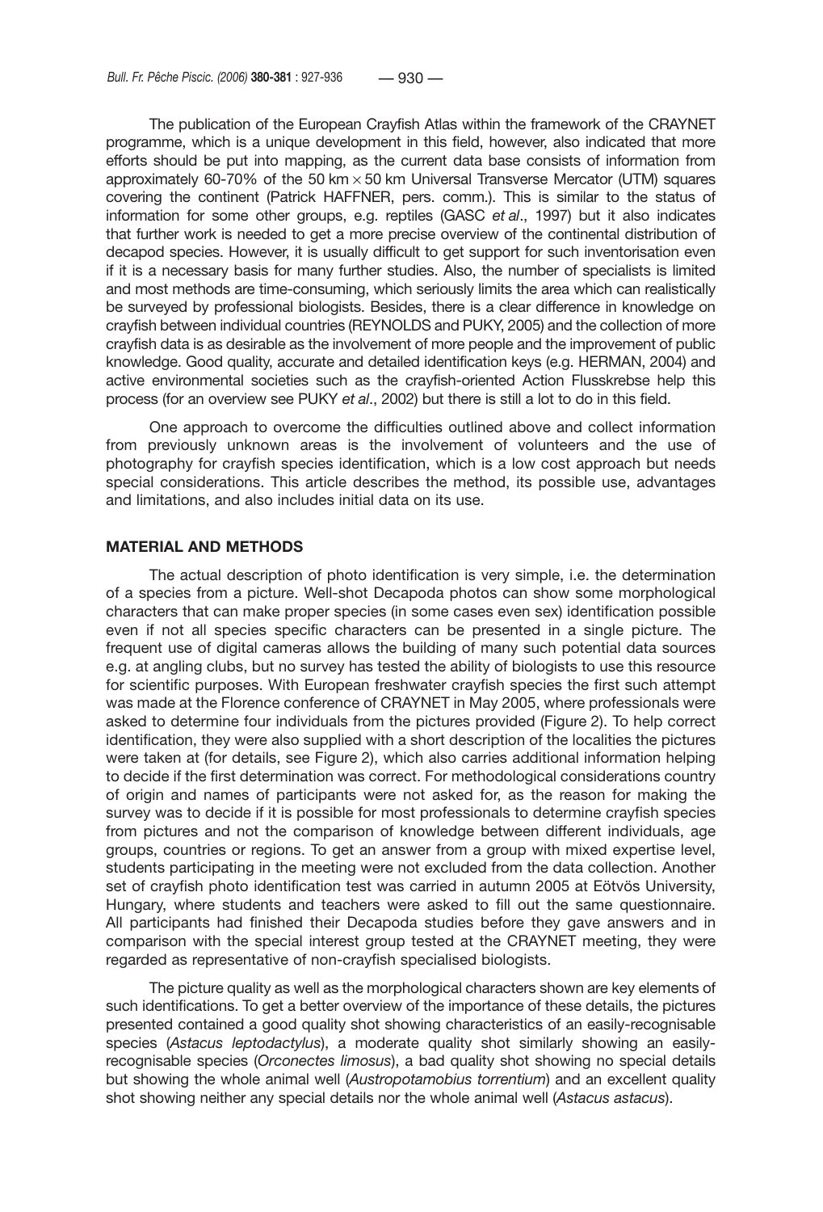The publication of the European Crayfish Atlas within the framework of the CRAYNET programme, which is a unique development in this field, however, also indicated that more efforts should be put into mapping, as the current data base consists of information from approximately 60-70% of the 50 km × 50 km Universal Transverse Mercator (UTM) squares covering the continent (Patrick HAFFNER, pers. comm.). This is similar to the status of information for some other groups, e.g. reptiles (GASC *et al*., 1997) but it also indicates that further work is needed to get a more precise overview of the continental distribution of decapod species. However, it is usually difficult to get support for such inventorisation even if it is a necessary basis for many further studies. Also, the number of specialists is limited and most methods are time-consuming, which seriously limits the area which can realistically be surveyed by professional biologists. Besides, there is a clear difference in knowledge on crayfish between individual countries (REYNOLDS and PUKY, 2005) and the collection of more crayfish data is as desirable as the involvement of more people and the improvement of public knowledge. Good quality, accurate and detailed identification keys (e.g. HERMAN, 2004) and active environmental societies such as the crayfish-oriented Action Flusskrebse help this process (for an overview see PUKY *et al*., 2002) but there is still a lot to do in this field.

One approach to overcome the difficulties outlined above and collect information from previously unknown areas is the involvement of volunteers and the use of photography for crayfish species identification, which is a low cost approach but needs special considerations. This article describes the method, its possible use, advantages and limitations, and also includes initial data on its use.

## MATERIAL AND METHODS

The actual description of photo identification is very simple, i.e. the determination of a species from a picture. Well-shot Decapoda photos can show some morphological characters that can make proper species (in some cases even sex) identification possible even if not all species specific characters can be presented in a single picture. The frequent use of digital cameras allows the building of many such potential data sources e.g. at angling clubs, but no survey has tested the ability of biologists to use this resource for scientific purposes. With European freshwater crayfish species the first such attempt was made at the Florence conference of CRAYNET in May 2005, where professionals were asked to determine four individuals from the pictures provided (Figure 2). To help correct identification, they were also supplied with a short description of the localities the pictures were taken at (for details, see Figure 2), which also carries additional information helping to decide if the first determination was correct. For methodological considerations country of origin and names of participants were not asked for, as the reason for making the survey was to decide if it is possible for most professionals to determine crayfish species from pictures and not the comparison of knowledge between different individuals, age groups, countries or regions. To get an answer from a group with mixed expertise level, students participating in the meeting were not excluded from the data collection. Another set of crayfish photo identification test was carried in autumn 2005 at Eötvös University, Hungary, where students and teachers were asked to fill out the same questionnaire. All participants had finished their Decapoda studies before they gave answers and in comparison with the special interest group tested at the CRAYNET meeting, they were regarded as representative of non-crayfish specialised biologists.

The picture quality as well as the morphological characters shown are key elements of such identifications. To get a better overview of the importance of these details, the pictures presented contained a good quality shot showing characteristics of an easily-recognisable species (*Astacus leptodactylus*), a moderate quality shot similarly showing an easily-recognisable species (*Orconectes limosus*), a bad quality shot showing no special details but showing the whole animal well (*Austropotamobius torrentium*) and an excellent quality shot showing neither any special details nor the whole animal well (*Astacus astacus*).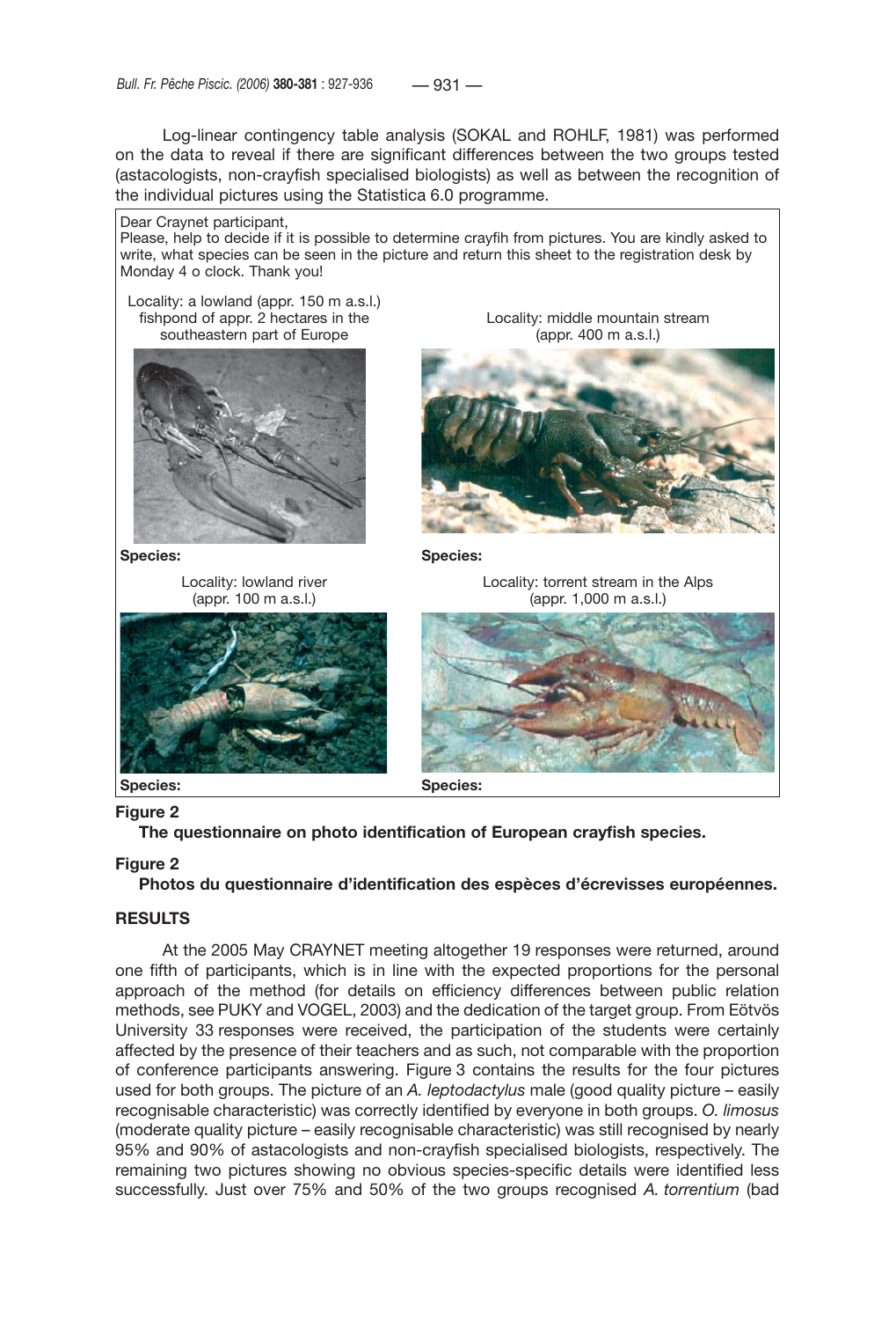Log-linear contingency table analysis (SOKAL and ROHLF, 1981) was performed on the data to reveal if there are significant differences between the two groups tested (astacologists, non-crayfish specialised biologists) as well as between the recognition of the individual pictures using the Statistica 6.0 programme.

Dear Craynet participant,
Please, help to decide if it is possible to determine crayfih from pictures. You are kindly asked to write, what species can be seen in the picture and return this sheet to the registration desk by Monday 4 o clock. Thank you!

Locality: a lowland (appr. 150 m a.s.l.) fishpond of appr. 2 hectares in the southeastern part of Europe

**Species:**

Locality: middle mountain stream (appr. 400 m a.s.l.)

**Species:**

Locality: lowland river (appr. 100 m a.s.l.)

**Species:**

Locality: torrent stream in the Alps (appr. 1,000 m a.s.l.)

**Species:**

**Figure 2**
**The questionnaire on photo identification of European crayfish species.**

**Figure 2**
**Photos du questionnaire d'identification des espèces d'écrevisses européennes.**

## RESULTS

At the 2005 May CRAYNET meeting altogether 19 responses were returned, around one fifth of participants, which is in line with the expected proportions for the personal approach of the method (for details on efficiency differences between public relation methods, see PUKY and VOGEL, 2003) and the dedication of the target group. From Eötvös University 33 responses were received, the participation of the students were certainly affected by the presence of their teachers and as such, not comparable with the proportion of conference participants answering. Figure 3 contains the results for the four pictures used for both groups. The picture of an *A. leptodactylus* male (good quality picture – easily recognisable characteristic) was correctly identified by everyone in both groups. *O. limosus* (moderate quality picture – easily recognisable characteristic) was still recognised by nearly 95% and 90% of astacologists and non-crayfish specialised biologists, respectively. The remaining two pictures showing no obvious species-specific details were identified less successfully. Just over 75% and 50% of the two groups recognised *A. torrentium* (bad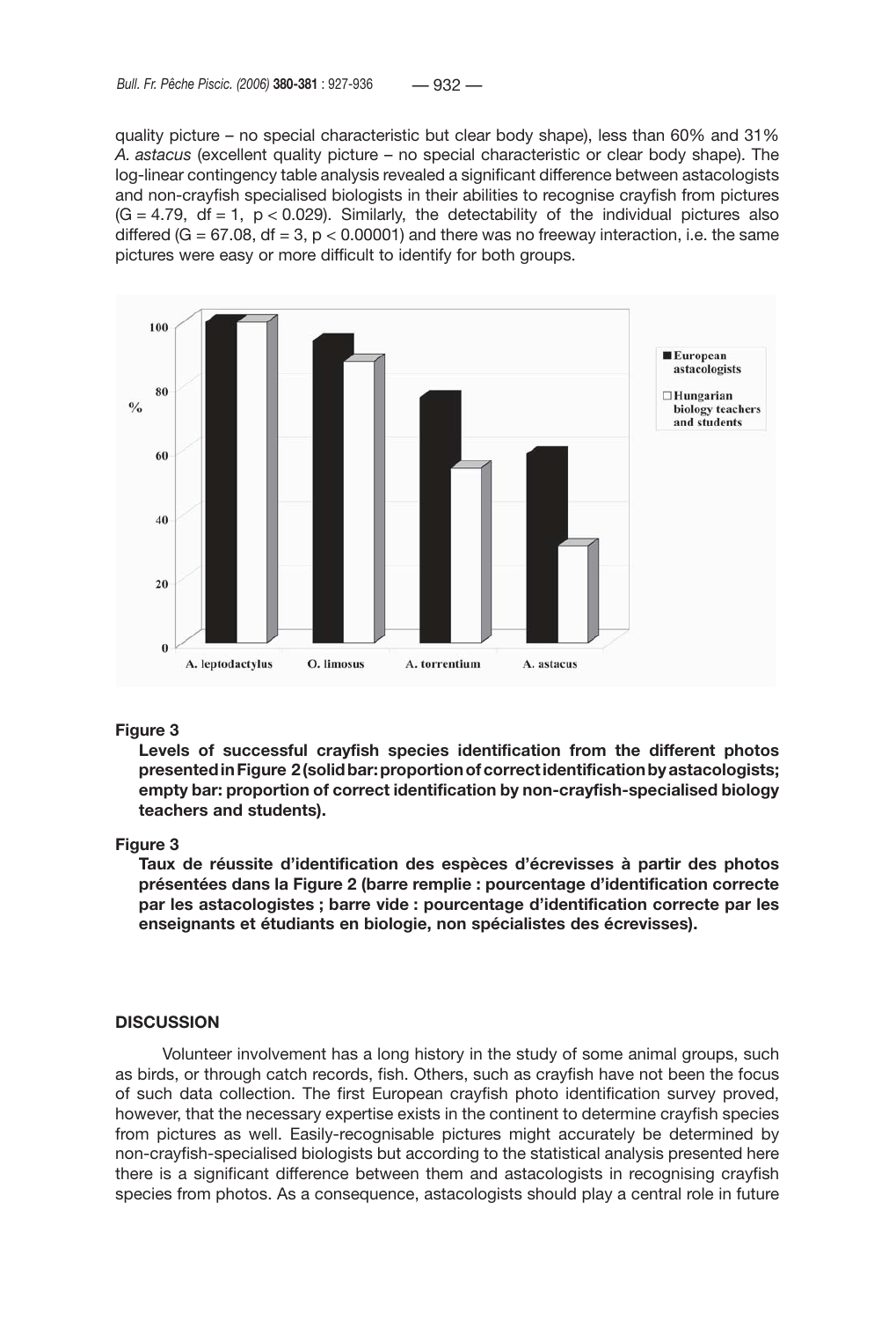quality picture – no special characteristic but clear body shape), less than 60% and 31% *A. astacus* (excellent quality picture – no special characteristic or clear body shape). The log-linear contingency table analysis revealed a significant difference between astacologists and non-crayfish specialised biologists in their abilities to recognise crayfish from pictures ($G = 4.79$, $df = 1$, $p < 0.029$). Similarly, the detectability of the individual pictures also differed ($G = 67.08$, $df = 3$, $p < 0.00001$) and there was no freeway interaction, i.e. the same pictures were easy or more difficult to identify for both groups.

**Figure 3**

**Levels of successful crayfish species identification from the different photos presented in Figure 2 (solid bar: proportion of correct identification by astacologists; empty bar: proportion of correct identification by non-crayfish-specialised biology teachers and students).**

**Figure 3**

**Taux de réussite d'identification des espèces d'écrevisses à partir des photos présentées dans la Figure 2 (barre remplie : pourcentage d'identification correcte par les astacologistes ; barre vide : pourcentage d'identification correcte par les enseignants et étudiants en biologie, non spécialistes des écrevisses).**

## DISCUSSION

Volunteer involvement has a long history in the study of some animal groups, such as birds, or through catch records, fish. Others, such as crayfish have not been the focus of such data collection. The first European crayfish photo identification survey proved, however, that the necessary expertise exists in the continent to determine crayfish species from pictures as well. Easily-recognisable pictures might accurately be determined by non-crayfish-specialised biologists but according to the statistical analysis presented here there is a significant difference between them and astacologists in recognising crayfish species from photos. As a consequence, astacologists should play a central role in future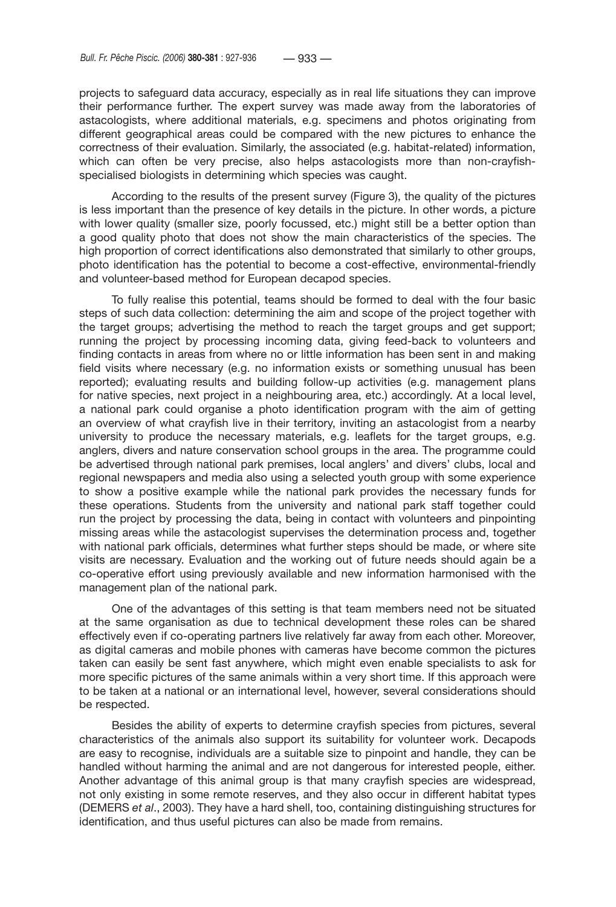projects to safeguard data accuracy, especially as in real life situations they can improve their performance further. The expert survey was made away from the laboratories of astacologists, where additional materials, e.g. specimens and photos originating from different geographical areas could be compared with the new pictures to enhance the correctness of their evaluation. Similarly, the associated (e.g. habitat-related) information, which can often be very precise, also helps astacologists more than non-crayfish-specialised biologists in determining which species was caught.

According to the results of the present survey (Figure 3), the quality of the pictures is less important than the presence of key details in the picture. In other words, a picture with lower quality (smaller size, poorly focussed, etc.) might still be a better option than a good quality photo that does not show the main characteristics of the species. The high proportion of correct identifications also demonstrated that similarly to other groups, photo identification has the potential to become a cost-effective, environmental-friendly and volunteer-based method for European decapod species.

To fully realise this potential, teams should be formed to deal with the four basic steps of such data collection: determining the aim and scope of the project together with the target groups; advertising the method to reach the target groups and get support; running the project by processing incoming data, giving feed-back to volunteers and finding contacts in areas from where no or little information has been sent in and making field visits where necessary (e.g. no information exists or something unusual has been reported); evaluating results and building follow-up activities (e.g. management plans for native species, next project in a neighbouring area, etc.) accordingly. At a local level, a national park could organise a photo identification program with the aim of getting an overview of what crayfish live in their territory, inviting an astacologist from a nearby university to produce the necessary materials, e.g. leaflets for the target groups, e.g. anglers, divers and nature conservation school groups in the area. The programme could be advertised through national park premises, local anglers' and divers' clubs, local and regional newspapers and media also using a selected youth group with some experience to show a positive example while the national park provides the necessary funds for these operations. Students from the university and national park staff together could run the project by processing the data, being in contact with volunteers and pinpointing missing areas while the astacologist supervises the determination process and, together with national park officials, determines what further steps should be made, or where site visits are necessary. Evaluation and the working out of future needs should again be a co-operative effort using previously available and new information harmonised with the management plan of the national park.

One of the advantages of this setting is that team members need not be situated at the same organisation as due to technical development these roles can be shared effectively even if co-operating partners live relatively far away from each other. Moreover, as digital cameras and mobile phones with cameras have become common the pictures taken can easily be sent fast anywhere, which might even enable specialists to ask for more specific pictures of the same animals within a very short time. If this approach were to be taken at a national or an international level, however, several considerations should be respected.

Besides the ability of experts to determine crayfish species from pictures, several characteristics of the animals also support its suitability for volunteer work. Decapods are easy to recognise, individuals are a suitable size to pinpoint and handle, they can be handled without harming the animal and are not dangerous for interested people, either. Another advantage of this animal group is that many crayfish species are widespread, not only existing in some remote reserves, and they also occur in different habitat types (DEMERS *et al*., 2003). They have a hard shell, too, containing distinguishing structures for identification, and thus useful pictures can also be made from remains.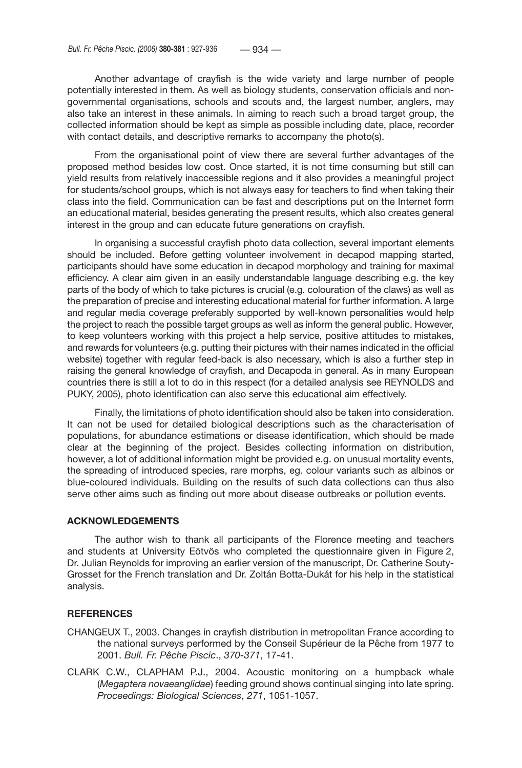Another advantage of crayfish is the wide variety and large number of people potentially interested in them. As well as biology students, conservation officials and non-governmental organisations, schools and scouts and, the largest number, anglers, may also take an interest in these animals. In aiming to reach such a broad target group, the collected information should be kept as simple as possible including date, place, recorder with contact details, and descriptive remarks to accompany the photo(s).

From the organisational point of view there are several further advantages of the proposed method besides low cost. Once started, it is not time consuming but still can yield results from relatively inaccessible regions and it also provides a meaningful project for students/school groups, which is not always easy for teachers to find when taking their class into the field. Communication can be fast and descriptions put on the Internet form an educational material, besides generating the present results, which also creates general interest in the group and can educate future generations on crayfish.

In organising a successful crayfish photo data collection, several important elements should be included. Before getting volunteer involvement in decapod mapping started, participants should have some education in decapod morphology and training for maximal efficiency. A clear aim given in an easily understandable language describing e.g. the key parts of the body of which to take pictures is crucial (e.g. colouration of the claws) as well as the preparation of precise and interesting educational material for further information. A large and regular media coverage preferably supported by well-known personalities would help the project to reach the possible target groups as well as inform the general public. However, to keep volunteers working with this project a help service, positive attitudes to mistakes, and rewards for volunteers (e.g. putting their pictures with their names indicated in the official website) together with regular feed-back is also necessary, which is also a further step in raising the general knowledge of crayfish, and Decapoda in general. As in many European countries there is still a lot to do in this respect (for a detailed analysis see REYNOLDS and PUKY, 2005), photo identification can also serve this educational aim effectively.

Finally, the limitations of photo identification should also be taken into consideration. It can not be used for detailed biological descriptions such as the characterisation of populations, for abundance estimations or disease identification, which should be made clear at the beginning of the project. Besides collecting information on distribution, however, a lot of additional information might be provided e.g. on unusual mortality events, the spreading of introduced species, rare morphs, eg. colour variants such as albinos or blue-coloured individuals. Building on the results of such data collections can thus also serve other aims such as finding out more about disease outbreaks or pollution events.

## ACKNOWLEDGEMENTS

The author wish to thank all participants of the Florence meeting and teachers and students at University Eötvös who completed the questionnaire given in Figure 2, Dr. Julian Reynolds for improving an earlier version of the manuscript, Dr. Catherine Souty-Grosset for the French translation and Dr. Zoltán Botta-Dukát for his help in the statistical analysis.

## REFERENCES

CHANGEUX T., 2003. Changes in crayfish distribution in metropolitan France according to the national surveys performed by the Conseil Supérieur de la Pêche from 1977 to 2001. *Bull. Fr. Pêche Piscic.*, *370-371*, 17-41.

CLARK C.W., CLAPHAM P.J., 2004. Acoustic monitoring on a humpback whale (*Megaptera novaeanglidae*) feeding ground shows continual singing into late spring. *Proceedings: Biological Sciences*, *271*, 1051-1057.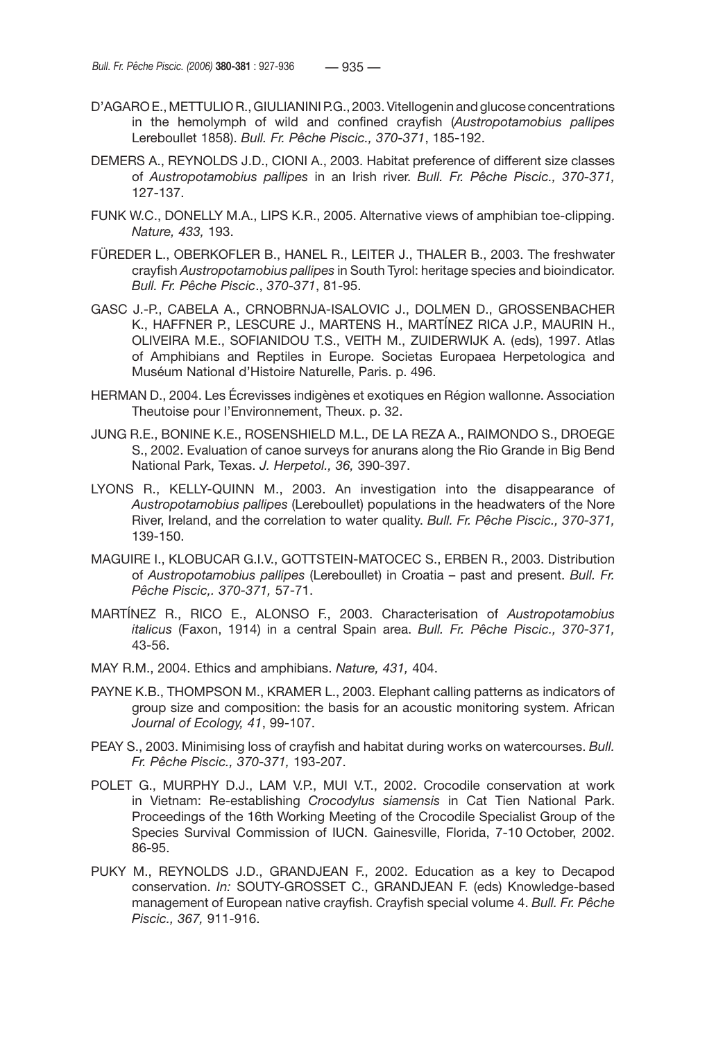D'AGARO E., METTULIO R., GIULIANINI P.G., 2003. Vitellogenin and glucose concentrations in the hemolymph of wild and confined crayfish (*Austropotamobius pallipes* Lereboullet 1858). *Bull. Fr. Pêche Piscic., 370-371*, 185-192.

DEMERS A., REYNOLDS J.D., CIONI A., 2003. Habitat preference of different size classes of *Austropotamobius pallipes* in an Irish river. *Bull. Fr. Pêche Piscic., 370-371,* 127-137.

FUNK W.C., DONELLY M.A., LIPS K.R., 2005. Alternative views of amphibian toe-clipping. *Nature, 433,* 193.

FÜREDER L., OBERKOFLER B., HANEL R., LEITER J., THALER B., 2003. The freshwater crayfish *Austropotamobius pallipes* in South Tyrol: heritage species and bioindicator. *Bull. Fr. Pêche Piscic*., *370-371*, 81-95.

GASC J.-P., CABELA A., CRNOBRNJA-ISALOVIC J., DOLMEN D., GROSSENBACHER K., HAFFNER P., LESCURE J., MARTENS H., MARTÍNEZ RICA J.P., MAURIN H., OLIVEIRA M.E., SOFIANIDOU T.S., VEITH M., ZUIDERWIJK A. (eds), 1997. Atlas of Amphibians and Reptiles in Europe. Societas Europaea Herpetologica and Muséum National d'Histoire Naturelle, Paris. p. 496.

HERMAN D., 2004. Les Écrevisses indigènes et exotiques en Région wallonne. Association Theutoise pour l'Environnement, Theux. p. 32.

JUNG R.E., BONINE K.E., ROSENSHIELD M.L., DE LA REZA A., RAIMONDO S., DROEGE S., 2002. Evaluation of canoe surveys for anurans along the Rio Grande in Big Bend National Park, Texas. *J. Herpetol., 36,* 390-397.

LYONS R., KELLY-QUINN M., 2003. An investigation into the disappearance of *Austropotamobius pallipes* (Lereboullet) populations in the headwaters of the Nore River, Ireland, and the correlation to water quality. *Bull. Fr. Pêche Piscic., 370-371,* 139-150.

MAGUIRE I., KLOBUCAR G.I.V., GOTTSTEIN-MATOCEC S., ERBEN R., 2003. Distribution of *Austropotamobius pallipes* (Lereboullet) in Croatia – past and present. *Bull. Fr. Pêche Piscic,. 370-371,* 57-71.

MARTÍNEZ R., RICO E., ALONSO F., 2003. Characterisation of *Austropotamobius italicus* (Faxon, 1914) in a central Spain area. *Bull. Fr. Pêche Piscic., 370-371,* 43-56.

MAY R.M., 2004. Ethics and amphibians. *Nature, 431,* 404.

PAYNE K.B., THOMPSON M., KRAMER L., 2003. Elephant calling patterns as indicators of group size and composition: the basis for an acoustic monitoring system. African *Journal of Ecology, 41*, 99-107.

PEAY S., 2003. Minimising loss of crayfish and habitat during works on watercourses. *Bull. Fr. Pêche Piscic., 370-371,* 193-207.

POLET G., MURPHY D.J., LAM V.P., MUI V.T., 2002. Crocodile conservation at work in Vietnam: Re-establishing *Crocodylus siamensis* in Cat Tien National Park. Proceedings of the 16th Working Meeting of the Crocodile Specialist Group of the Species Survival Commission of IUCN. Gainesville, Florida, 7-10 October, 2002. 86-95.

PUKY M., REYNOLDS J.D., GRANDJEAN F., 2002. Education as a key to Decapod conservation. *In:* SOUTY-GROSSET C., GRANDJEAN F. (eds) Knowledge-based management of European native crayfish. Crayfish special volume 4. *Bull. Fr. Pêche Piscic., 367,* 911-916.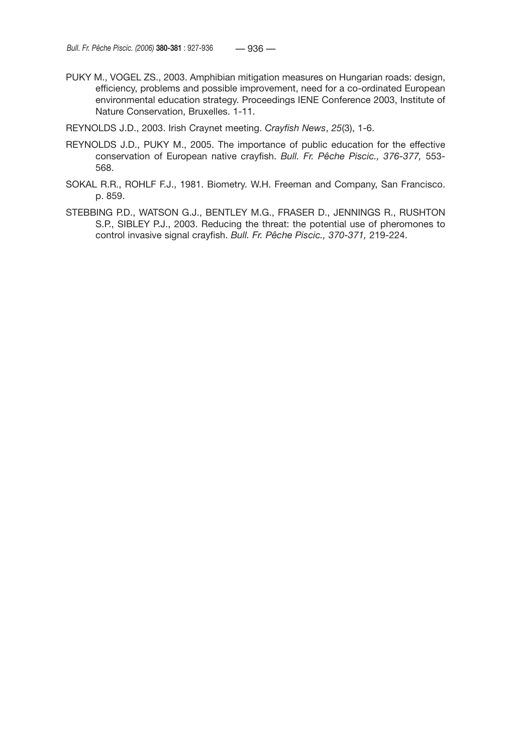PUKY M., VOGEL ZS., 2003. Amphibian mitigation measures on Hungarian roads: design, efficiency, problems and possible improvement, need for a co-ordinated European environmental education strategy. Proceedings IENE Conference 2003, Institute of Nature Conservation, Bruxelles. 1-11.

REYNOLDS J.D., 2003. Irish Craynet meeting. *Crayfish News*, *25*(3), 1-6.

REYNOLDS J.D., PUKY M., 2005. The importance of public education for the effective conservation of European native crayfish. *Bull. Fr. Pêche Piscic., 376-377,* 553-568.

SOKAL R.R., ROHLF F.J., 1981. Biometry. W.H. Freeman and Company, San Francisco. p. 859.

STEBBING P.D., WATSON G.J., BENTLEY M.G., FRASER D., JENNINGS R., RUSHTON S.P., SIBLEY P.J., 2003. Reducing the threat: the potential use of pheromones to control invasive signal crayfish. *Bull. Fr. Pêche Piscic., 370-371,* 219-224.